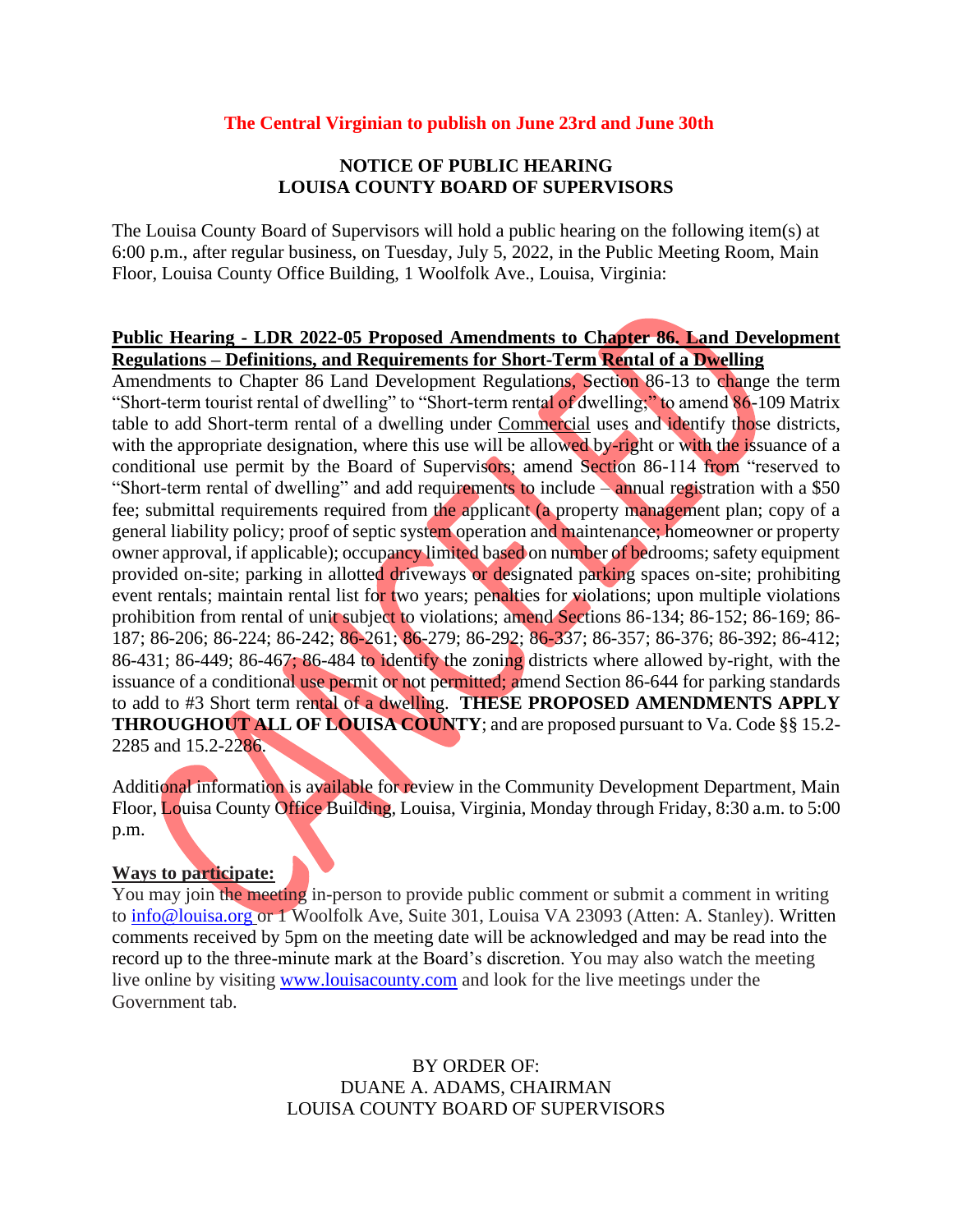**The Central Virginian to publish on June 23rd and June 30th**

**NOTICE OF PUBLIC HEARING**
**LOUISA COUNTY BOARD OF SUPERVISORS**

The Louisa County Board of Supervisors will hold a public hearing on the following item(s) at 6:00 p.m., after regular business, on Tuesday, July 5, 2022, in the Public Meeting Room, Main Floor, Louisa County Office Building, 1 Woolfolk Ave., Louisa, Virginia:

**Public Hearing - LDR 2022-05 Proposed Amendments to Chapter 86. Land Development Regulations – Definitions, and Requirements for Short-Term Rental of a Dwelling**

Amendments to Chapter 86 Land Development Regulations, Section 86-13 to change the term "Short-term tourist rental of dwelling" to "Short-term rental of dwelling;" to amend 86-109 Matrix table to add Short-term rental of a dwelling under Commercial uses and identify those districts, with the appropriate designation, where this use will be allowed by-right or with the issuance of a conditional use permit by the Board of Supervisors; amend Section 86-114 from "reserved to "Short-term rental of dwelling" and add requirements to include – annual registration with a $50 fee; submittal requirements required from the applicant (a property management plan; copy of a general liability policy; proof of septic system operation and maintenance; homeowner or property owner approval, if applicable); occupancy limited based on number of bedrooms; safety equipment provided on-site; parking in allotted driveways or designated parking spaces on-site; prohibiting event rentals; maintain rental list for two years; penalties for violations; upon multiple violations prohibition from rental of unit subject to violations; amend Sections 86-134; 86-152; 86-169; 86-187; 86-206; 86-224; 86-242; 86-261; 86-279; 86-292; 86-337; 86-357; 86-376; 86-392; 86-412; 86-431; 86-449; 86-467; 86-484 to identify the zoning districts where allowed by-right, with the issuance of a conditional use permit or not permitted; amend Section 86-644 for parking standards to add to #3 Short term rental of a dwelling. **THESE PROPOSED AMENDMENTS APPLY THROUGHOUT ALL OF LOUISA COUNTY**; and are proposed pursuant to Va. Code §§ 15.2-2285 and 15.2-2286.

Additional information is available for review in the Community Development Department, Main Floor, Louisa County Office Building, Louisa, Virginia, Monday through Friday, 8:30 a.m. to 5:00 p.m.

**Ways to participate:**

You may join the meeting in-person to provide public comment or submit a comment in writing to info@louisa.org or 1 Woolfolk Ave, Suite 301, Louisa VA 23093 (Atten: A. Stanley). Written comments received by 5pm on the meeting date will be acknowledged and may be read into the record up to the three-minute mark at the Board's discretion. You may also watch the meeting live online by visiting www.louisacounty.com and look for the live meetings under the Government tab.

BY ORDER OF:
DUANE A. ADAMS, CHAIRMAN
LOUISA COUNTY BOARD OF SUPERVISORS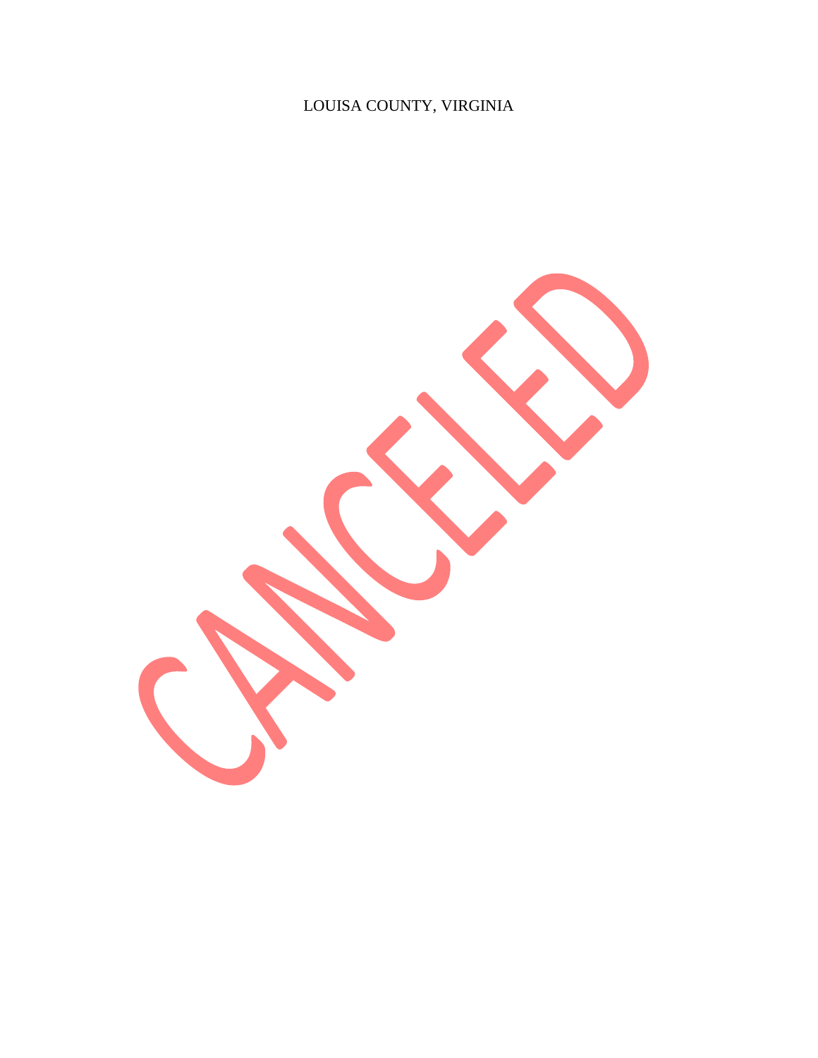LOUISA COUNTY, VIRGINIA

CANCELED